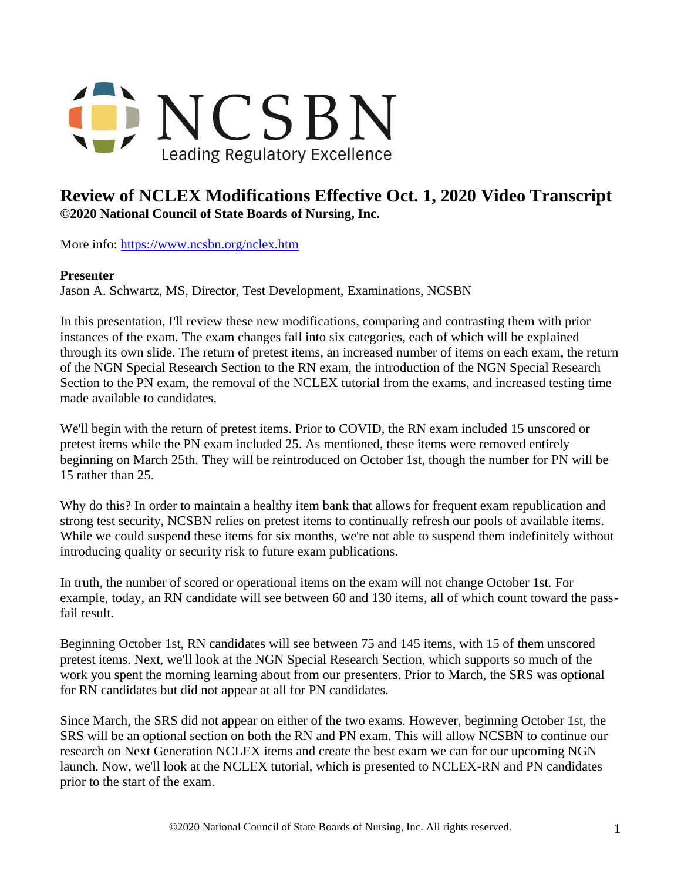NCSBN

Leading Regulatory Excellence

# Review of NCLEX Modifications Effective Oct. 1, 2020 Video Transcript

**©2020 National Council of State Boards of Nursing, Inc.**

More info: [https://www.ncsbn.org/nclex.htm](https://www.ncsbn.org/nclex.htm)

**Presenter**

Jason A. Schwartz, MS, Director, Test Development, Examinations, NCSBN

In this presentation, I'll review these new modifications, comparing and contrasting them with prior instances of the exam. The exam changes fall into six categories, each of which will be explained through its own slide. The return of pretest items, an increased number of items on each exam, the return of the NGN Special Research Section to the RN exam, the introduction of the NGN Special Research Section to the PN exam, the removal of the NCLEX tutorial from the exams, and increased testing time made available to candidates.

We'll begin with the return of pretest items. Prior to COVID, the RN exam included 15 unscored or pretest items while the PN exam included 25. As mentioned, these items were removed entirely beginning on March 25th. They will be reintroduced on October 1st, though the number for PN will be 15 rather than 25.

Why do this? In order to maintain a healthy item bank that allows for frequent exam republication and strong test security, NCSBN relies on pretest items to continually refresh our pools of available items. While we could suspend these items for six months, we're not able to suspend them indefinitely without introducing quality or security risk to future exam publications.

In truth, the number of scored or operational items on the exam will not change October 1st. For example, today, an RN candidate will see between 60 and 130 items, all of which count toward the pass-fail result.

Beginning October 1st, RN candidates will see between 75 and 145 items, with 15 of them unscored pretest items. Next, we'll look at the NGN Special Research Section, which supports so much of the work you spent the morning learning about from our presenters. Prior to March, the SRS was optional for RN candidates but did not appear at all for PN candidates.

Since March, the SRS did not appear on either of the two exams. However, beginning October 1st, the SRS will be an optional section on both the RN and PN exam. This will allow NCSBN to continue our research on Next Generation NCLEX items and create the best exam we can for our upcoming NGN launch. Now, we'll look at the NCLEX tutorial, which is presented to NCLEX-RN and PN candidates prior to the start of the exam.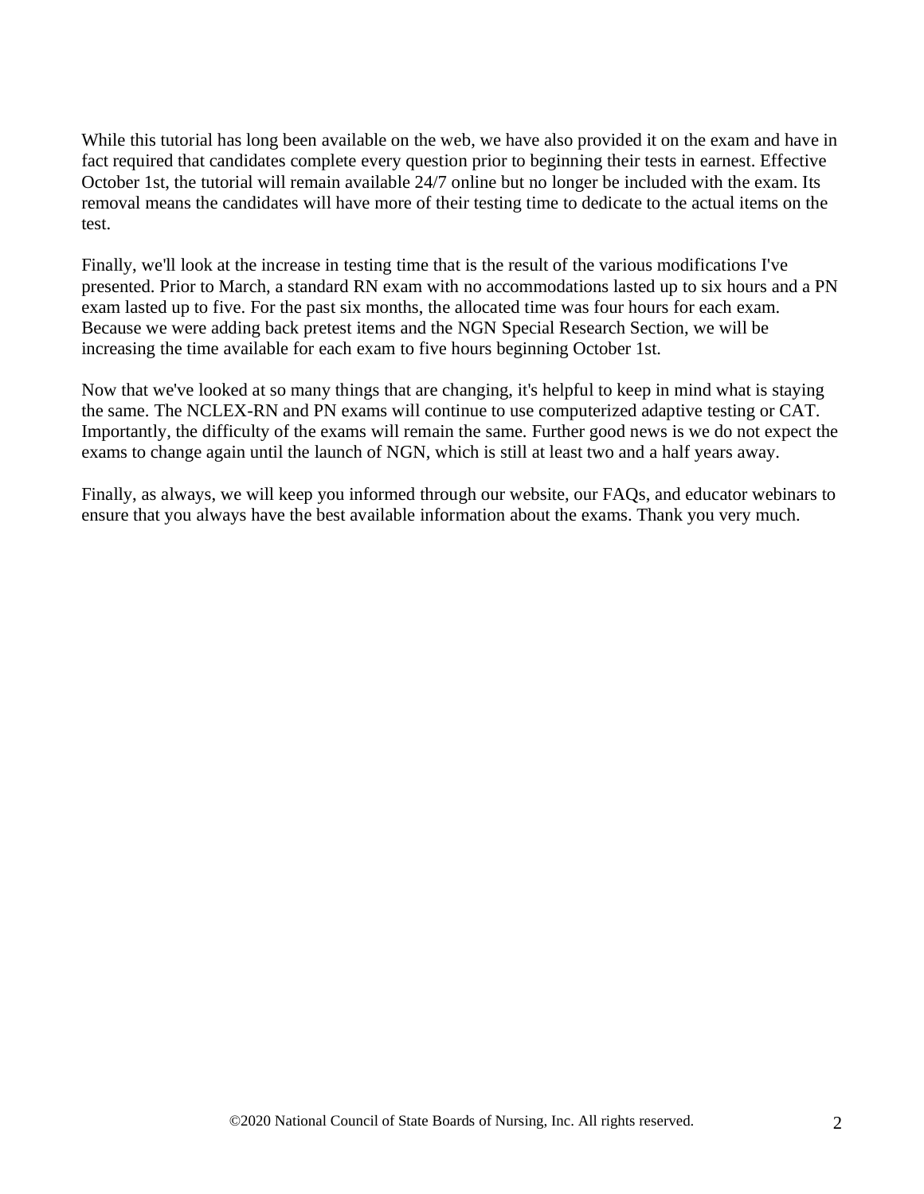While this tutorial has long been available on the web, we have also provided it on the exam and have in fact required that candidates complete every question prior to beginning their tests in earnest. Effective October 1st, the tutorial will remain available 24/7 online but no longer be included with the exam. Its removal means the candidates will have more of their testing time to dedicate to the actual items on the test.

Finally, we'll look at the increase in testing time that is the result of the various modifications I've presented. Prior to March, a standard RN exam with no accommodations lasted up to six hours and a PN exam lasted up to five. For the past six months, the allocated time was four hours for each exam. Because we were adding back pretest items and the NGN Special Research Section, we will be increasing the time available for each exam to five hours beginning October 1st.

Now that we've looked at so many things that are changing, it's helpful to keep in mind what is staying the same. The NCLEX-RN and PN exams will continue to use computerized adaptive testing or CAT. Importantly, the difficulty of the exams will remain the same. Further good news is we do not expect the exams to change again until the launch of NGN, which is still at least two and a half years away.

Finally, as always, we will keep you informed through our website, our FAQs, and educator webinars to ensure that you always have the best available information about the exams. Thank you very much.

©2020 National Council of State Boards of Nursing, Inc. All rights reserved.